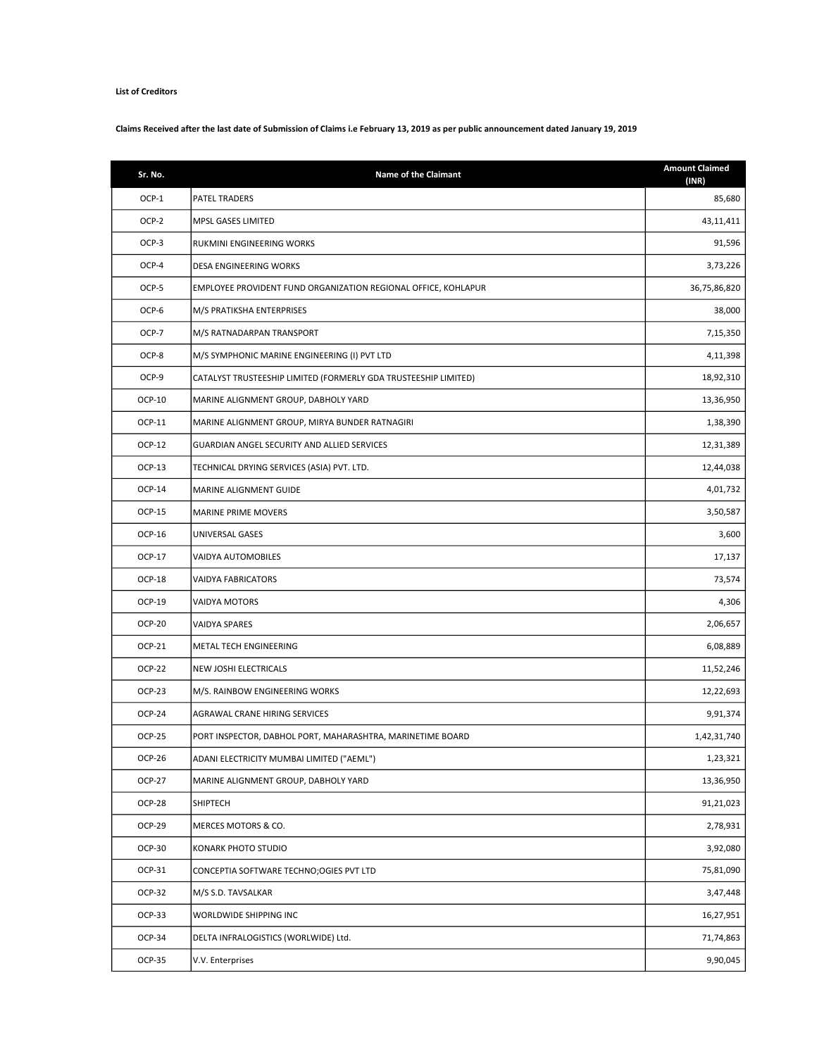**List of Creditors**

**Claims Received after the last date of Submission of Claims i.e February 13, 2019 as per public announcement dated January 19, 2019**

| Sr. No. | Name of the Claimant | Amount Claimed (INR) |
|---|---|---|
| OCP-1 | PATEL TRADERS | 85,680 |
| OCP-2 | MPSL GASES LIMITED | 43,11,411 |
| OCP-3 | RUKMINI ENGINEERING WORKS | 91,596 |
| OCP-4 | DESA ENGINEERING WORKS | 3,73,226 |
| OCP-5 | EMPLOYEE PROVIDENT FUND ORGANIZATION REGIONAL OFFICE, KOHLAPUR | 36,75,86,820 |
| OCP-6 | M/S PRATIKSHA ENTERPRISES | 38,000 |
| OCP-7 | M/S RATNADARPAN TRANSPORT | 7,15,350 |
| OCP-8 | M/S SYMPHONIC MARINE ENGINEERING (I) PVT LTD | 4,11,398 |
| OCP-9 | CATALYST TRUSTEESHIP LIMITED (FORMERLY GDA TRUSTEESHIP LIMITED) | 18,92,310 |
| OCP-10 | MARINE ALIGNMENT GROUP, DABHOLY YARD | 13,36,950 |
| OCP-11 | MARINE ALIGNMENT GROUP, MIRYA BUNDER RATNAGIRI | 1,38,390 |
| OCP-12 | GUARDIAN ANGEL SECURITY AND ALLIED SERVICES | 12,31,389 |
| OCP-13 | TECHNICAL DRYING SERVICES (ASIA) PVT. LTD. | 12,44,038 |
| OCP-14 | MARINE ALIGNMENT GUIDE | 4,01,732 |
| OCP-15 | MARINE PRIME MOVERS | 3,50,587 |
| OCP-16 | UNIVERSAL GASES | 3,600 |
| OCP-17 | VAIDYA AUTOMOBILES | 17,137 |
| OCP-18 | VAIDYA FABRICATORS | 73,574 |
| OCP-19 | VAIDYA MOTORS | 4,306 |
| OCP-20 | VAIDYA SPARES | 2,06,657 |
| OCP-21 | METAL TECH ENGINEERING | 6,08,889 |
| OCP-22 | NEW JOSHI ELECTRICALS | 11,52,246 |
| OCP-23 | M/S. RAINBOW ENGINEERING WORKS | 12,22,693 |
| OCP-24 | AGRAWAL CRANE HIRING SERVICES | 9,91,374 |
| OCP-25 | PORT INSPECTOR, DABHOL PORT, MAHARASHTRA, MARINETIME BOARD | 1,42,31,740 |
| OCP-26 | ADANI ELECTRICITY MUMBAI LIMITED ("AEML") | 1,23,321 |
| OCP-27 | MARINE ALIGNMENT GROUP, DABHOLY YARD | 13,36,950 |
| OCP-28 | SHIPTECH | 91,21,023 |
| OCP-29 | MERCES MOTORS & CO. | 2,78,931 |
| OCP-30 | KONARK PHOTO STUDIO | 3,92,080 |
| OCP-31 | CONCEPTIA SOFTWARE TECHNO;OGIES PVT LTD | 75,81,090 |
| OCP-32 | M/S S.D. TAVSALKAR | 3,47,448 |
| OCP-33 | WORLDWIDE SHIPPING INC | 16,27,951 |
| OCP-34 | DELTA INFRALOGISTICS (WORLWIDE) Ltd. | 71,74,863 |
| OCP-35 | V.V. Enterprises | 9,90,045 |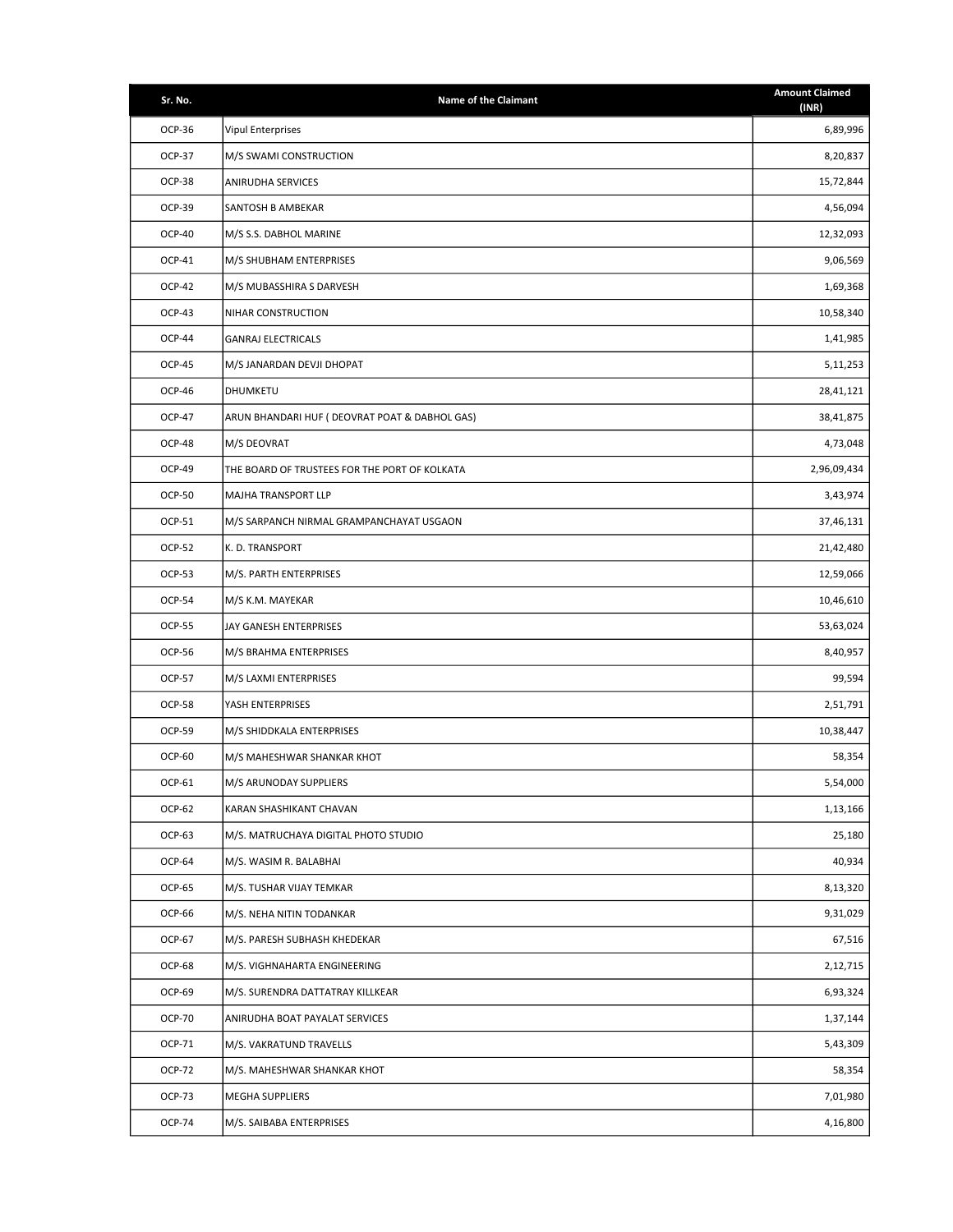| Sr. No. | Name of the Claimant | Amount Claimed (INR) |
|---|---|---|
| OCP-36 | Vipul Enterprises | 6,89,996 |
| OCP-37 | M/S SWAMI CONSTRUCTION | 8,20,837 |
| OCP-38 | ANIRUDHA SERVICES | 15,72,844 |
| OCP-39 | SANTOSH B AMBEKAR | 4,56,094 |
| OCP-40 | M/S S.S. DABHOL MARINE | 12,32,093 |
| OCP-41 | M/S SHUBHAM ENTERPRISES | 9,06,569 |
| OCP-42 | M/S MUBASSHIRA S DARVESH | 1,69,368 |
| OCP-43 | NIHAR CONSTRUCTION | 10,58,340 |
| OCP-44 | GANRAJ ELECTRICALS | 1,41,985 |
| OCP-45 | M/S JANARDAN DEVJI DHOPAT | 5,11,253 |
| OCP-46 | DHUMKETU | 28,41,121 |
| OCP-47 | ARUN BHANDARI HUF ( DEOVRAT POAT & DABHOL GAS) | 38,41,875 |
| OCP-48 | M/S DEOVRAT | 4,73,048 |
| OCP-49 | THE BOARD OF TRUSTEES FOR THE PORT OF KOLKATA | 2,96,09,434 |
| OCP-50 | MAJHA TRANSPORT LLP | 3,43,974 |
| OCP-51 | M/S SARPANCH NIRMAL GRAMPANCHAYAT USGAON | 37,46,131 |
| OCP-52 | K. D. TRANSPORT | 21,42,480 |
| OCP-53 | M/S. PARTH ENTERPRISES | 12,59,066 |
| OCP-54 | M/S K.M. MAYEKAR | 10,46,610 |
| OCP-55 | JAY GANESH ENTERPRISES | 53,63,024 |
| OCP-56 | M/S BRAHMA ENTERPRISES | 8,40,957 |
| OCP-57 | M/S LAXMI ENTERPRISES | 99,594 |
| OCP-58 | YASH ENTERPRISES | 2,51,791 |
| OCP-59 | M/S SHIDDKALA ENTERPRISES | 10,38,447 |
| OCP-60 | M/S MAHESHWAR SHANKAR KHOT | 58,354 |
| OCP-61 | M/S ARUNODAY SUPPLIERS | 5,54,000 |
| OCP-62 | KARAN SHASHIKANT CHAVAN | 1,13,166 |
| OCP-63 | M/S. MATRUCHAYA DIGITAL PHOTO STUDIO | 25,180 |
| OCP-64 | M/S. WASIM R. BALABHAI | 40,934 |
| OCP-65 | M/S. TUSHAR VIJAY TEMKAR | 8,13,320 |
| OCP-66 | M/S. NEHA NITIN TODANKAR | 9,31,029 |
| OCP-67 | M/S. PARESH SUBHASH KHEDEKAR | 67,516 |
| OCP-68 | M/S. VIGHNAHARTA ENGINEERING | 2,12,715 |
| OCP-69 | M/S. SURENDRA DATTATRAY KILLKEAR | 6,93,324 |
| OCP-70 | ANIRUDHA BOAT PAYALAT SERVICES | 1,37,144 |
| OCP-71 | M/S. VAKRATUND TRAVELLS | 5,43,309 |
| OCP-72 | M/S. MAHESHWAR SHANKAR KHOT | 58,354 |
| OCP-73 | MEGHA SUPPLIERS | 7,01,980 |
| OCP-74 | M/S. SAIBABA ENTERPRISES | 4,16,800 |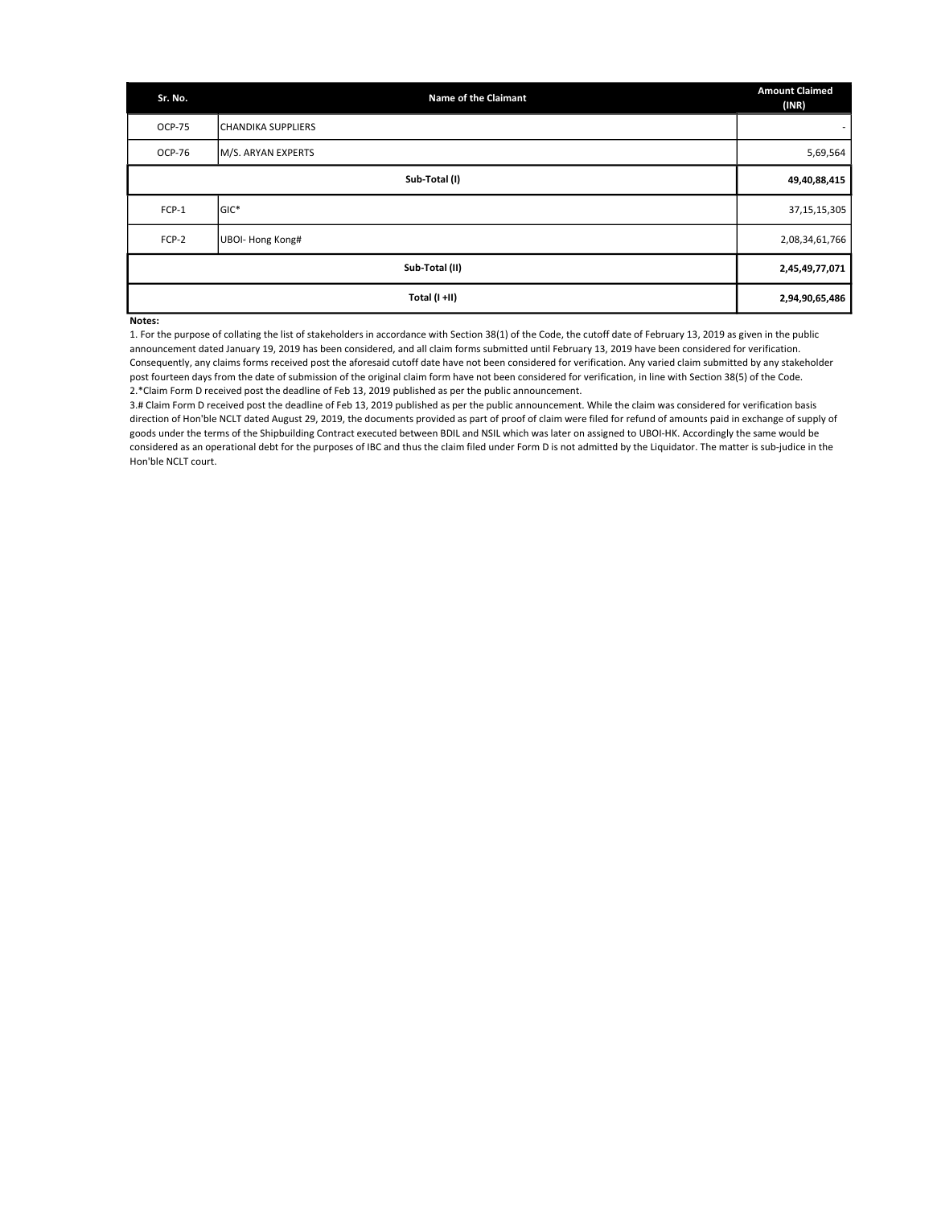| Sr. No. | Name of the Claimant | Amount Claimed (INR) |
| --- | --- | --- |
| OCP-75 | CHANDIKA SUPPLIERS | - |
| OCP-76 | M/S. ARYAN EXPERTS | 5,69,564 |
| **Sub-Total (I)** | | **49,40,88,415** |
| FCP-1 | GIC* | 37,15,15,305 |
| FCP-2 | UBOI- Hong Kong# | 2,08,34,61,766 |
| **Sub-Total (II)** | | **2,45,49,77,071** |
| **Total (I +II)** | | **2,94,90,65,486** |

**Notes:**

1. For the purpose of collating the list of stakeholders in accordance with Section 38(1) of the Code, the cutoff date of February 13, 2019 as given in the public announcement dated January 19, 2019 has been considered, and all claim forms submitted until February 13, 2019 have been considered for verification. Consequently, any claims forms received post the aforesaid cutoff date have not been considered for verification. Any varied claim submitted by any stakeholder post fourteen days from the date of submission of the original claim form have not been considered for verification, in line with Section 38(5) of the Code.
2. *Claim Form D received post the deadline of Feb 13, 2019 published as per the public announcement.
3. # Claim Form D received post the deadline of Feb 13, 2019 published as per the public announcement. While the claim was considered for verification basis direction of Hon'ble NCLT dated August 29, 2019, the documents provided as part of proof of claim were filed for refund of amounts paid in exchange of supply of goods under the terms of the Shipbuilding Contract executed between BDIL and NSIL which was later on assigned to UBOI-HK. Accordingly the same would be considered as an operational debt for the purposes of IBC and thus the claim filed under Form D is not admitted by the Liquidator. The matter is sub-judice in the Hon'ble NCLT court.